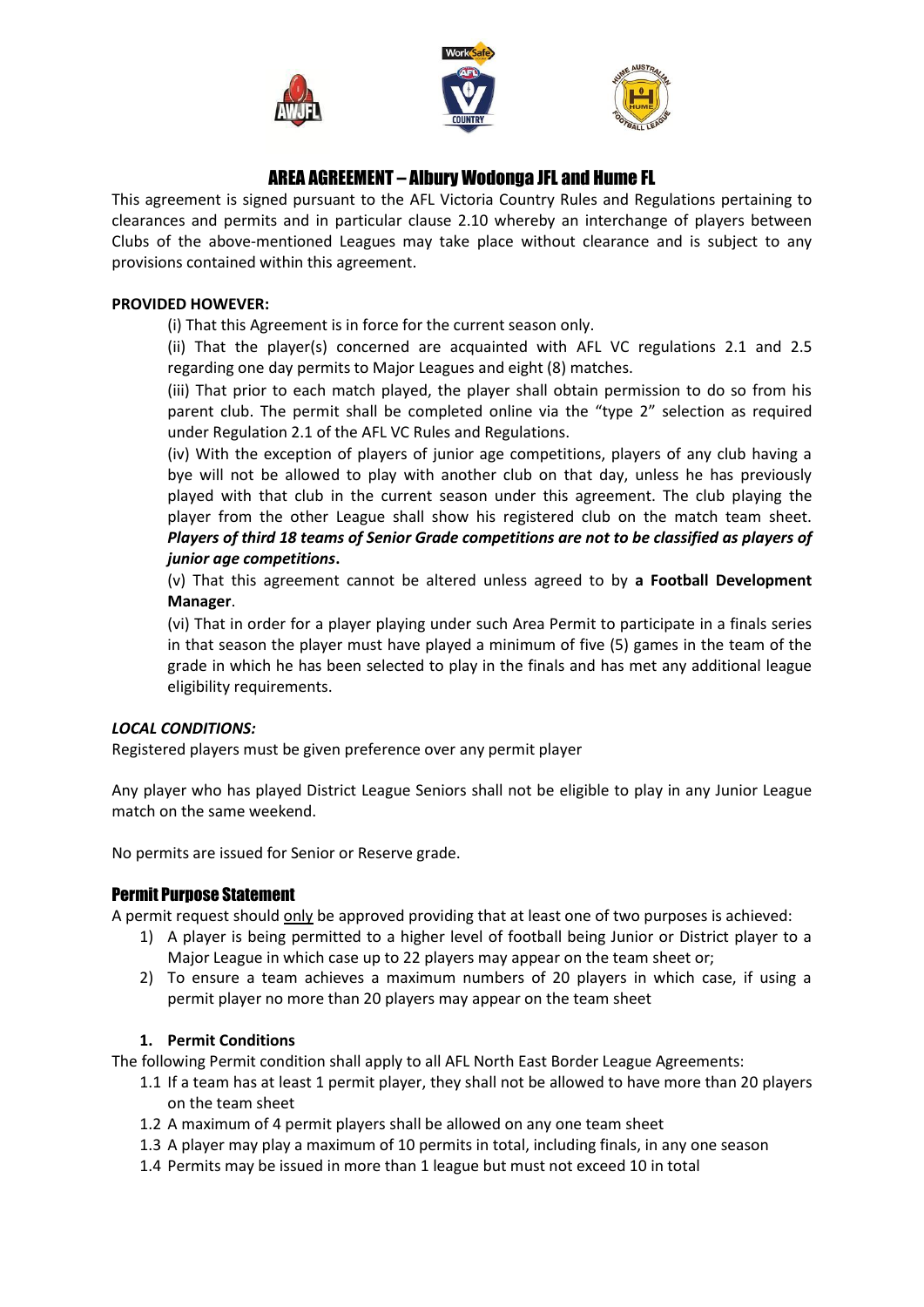# AREA AGREEMENT – Albury Wodonga JFL and Hume FL

This agreement is signed pursuant to the AFL Victoria Country Rules and Regulations pertaining to clearances and permits and in particular clause 2.10 whereby an interchange of players between Clubs of the above-mentioned Leagues may take place without clearance and is subject to any provisions contained within this agreement.

**PROVIDED HOWEVER:**

(i) That this Agreement is in force for the current season only.

(ii) That the player(s) concerned are acquainted with AFL VC regulations 2.1 and 2.5 regarding one day permits to Major Leagues and eight (8) matches.

(iii) That prior to each match played, the player shall obtain permission to do so from his parent club. The permit shall be completed online via the "type 2" selection as required under Regulation 2.1 of the AFL VC Rules and Regulations.

(iv) With the exception of players of junior age competitions, players of any club having a bye will not be allowed to play with another club on that day, unless he has previously played with that club in the current season under this agreement. The club playing the player from the other League shall show his registered club on the match team sheet. ***Players of third 18 teams of Senior Grade competitions are not to be classified as players of junior age competitions*.**

(v) That this agreement cannot be altered unless agreed to by **a Football Development Manager**.

(vi) That in order for a player playing under such Area Permit to participate in a finals series in that season the player must have played a minimum of five (5) games in the team of the grade in which he has been selected to play in the finals and has met any additional league eligibility requirements.

***LOCAL CONDITIONS:***

Registered players must be given preference over any permit player

Any player who has played District League Seniors shall not be eligible to play in any Junior League match on the same weekend.

No permits are issued for Senior or Reserve grade.

## Permit Purpose Statement

A permit request should only be approved providing that at least one of two purposes is achieved:

1) A player is being permitted to a higher level of football being Junior or District player to a Major League in which case up to 22 players may appear on the team sheet or;
2) To ensure a team achieves a maximum numbers of 20 players in which case, if using a permit player no more than 20 players may appear on the team sheet

### 1. Permit Conditions

The following Permit condition shall apply to all AFL North East Border League Agreements:

1.1 If a team has at least 1 permit player, they shall not be allowed to have more than 20 players on the team sheet

1.2 A maximum of 4 permit players shall be allowed on any one team sheet

1.3 A player may play a maximum of 10 permits in total, including finals, in any one season

1.4 Permits may be issued in more than 1 league but must not exceed 10 in total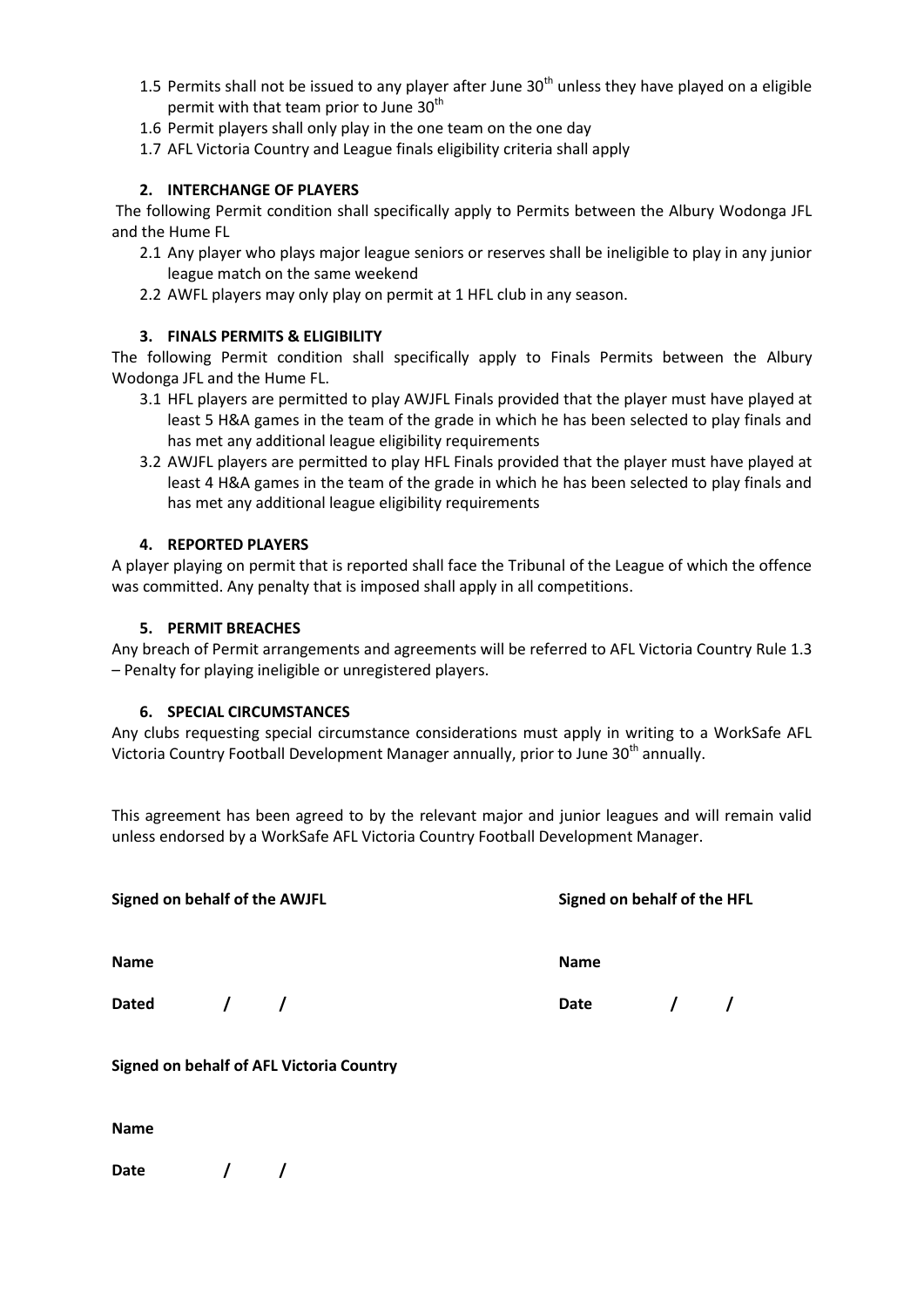1.5 Permits shall not be issued to any player after June 30th unless they have played on a eligible permit with that team prior to June 30th

1.6 Permit players shall only play in the one team on the one day

1.7 AFL Victoria Country and League finals eligibility criteria shall apply

## 2. INTERCHANGE OF PLAYERS

The following Permit condition shall specifically apply to Permits between the Albury Wodonga JFL and the Hume FL

2.1 Any player who plays major league seniors or reserves shall be ineligible to play in any junior league match on the same weekend

2.2 AWFL players may only play on permit at 1 HFL club in any season.

## 3. FINALS PERMITS & ELIGIBILITY

The following Permit condition shall specifically apply to Finals Permits between the Albury Wodonga JFL and the Hume FL.

3.1 HFL players are permitted to play AWJFL Finals provided that the player must have played at least 5 H&A games in the team of the grade in which he has been selected to play finals and has met any additional league eligibility requirements

3.2 AWJFL players are permitted to play HFL Finals provided that the player must have played at least 4 H&A games in the team of the grade in which he has been selected to play finals and has met any additional league eligibility requirements

## 4. REPORTED PLAYERS

A player playing on permit that is reported shall face the Tribunal of the League of which the offence was committed. Any penalty that is imposed shall apply in all competitions.

## 5. PERMIT BREACHES

Any breach of Permit arrangements and agreements will be referred to AFL Victoria Country Rule 1.3 – Penalty for playing ineligible or unregistered players.

## 6. SPECIAL CIRCUMSTANCES

Any clubs requesting special circumstance considerations must apply in writing to a WorkSafe AFL Victoria Country Football Development Manager annually, prior to June 30th annually.

This agreement has been agreed to by the relevant major and junior leagues and will remain valid unless endorsed by a WorkSafe AFL Victoria Country Football Development Manager.

**Signed on behalf of the AWJFL**

**Name**

**Dated** / /

**Signed on behalf of the HFL**

**Name**

**Date** / /

**Signed on behalf of AFL Victoria Country**

**Name**

**Date** / /